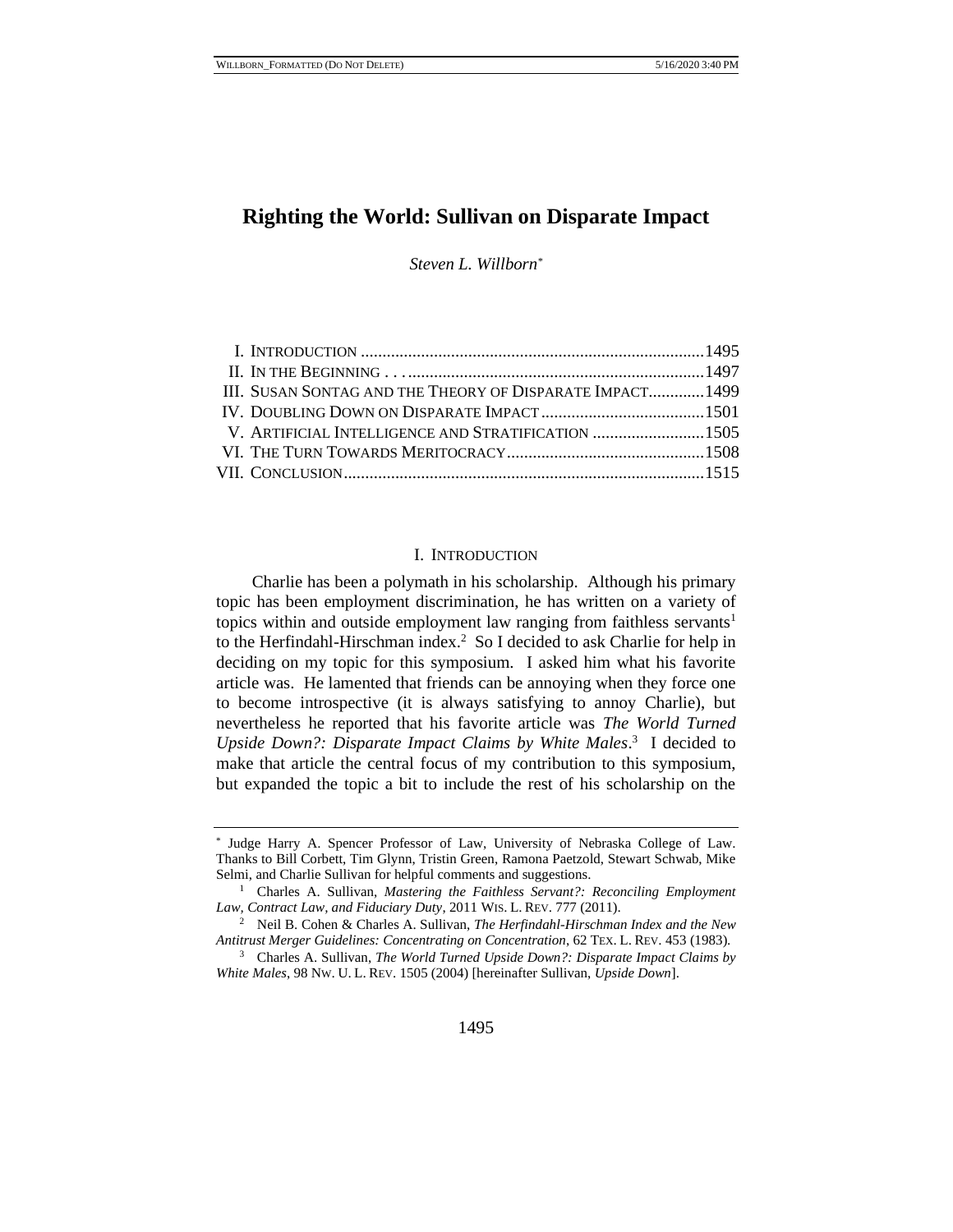# Righting the World: Sullivan on Disparate Impact

*Steven L. Willborn*[*]

I. INTRODUCTION ....................1495
II. IN THE BEGINNING . . . ....................1497
III. SUSAN SONTAG AND THE THEORY OF DISPARATE IMPACT....................1499
IV. DOUBLING DOWN ON DISPARATE IMPACT....................1501
V. ARTIFICIAL INTELLIGENCE AND STRATIFICATION ....................1505
VI. THE TURN TOWARDS MERITOCRACY....................1508
VII. CONCLUSION....................1515

## I. INTRODUCTION

Charlie has been a polymath in his scholarship. Although his primary topic has been employment discrimination, he has written on a variety of topics within and outside employment law ranging from faithless servants[1] to the Herfindahl-Hirschman index.[2] So I decided to ask Charlie for help in deciding on my topic for this symposium. I asked him what his favorite article was. He lamented that friends can be annoying when they force one to become introspective (it is always satisfying to annoy Charlie), but nevertheless he reported that his favorite article was *The World Turned Upside Down?: Disparate Impact Claims by White Males*.[3] I decided to make that article the central focus of my contribution to this symposium, but expanded the topic a bit to include the rest of his scholarship on the

---

[*] Judge Harry A. Spencer Professor of Law, University of Nebraska College of Law. Thanks to Bill Corbett, Tim Glynn, Tristin Green, Ramona Paetzold, Stewart Schwab, Mike Selmi, and Charlie Sullivan for helpful comments and suggestions.

[1] Charles A. Sullivan, *Mastering the Faithless Servant?: Reconciling Employment Law, Contract Law, and Fiduciary Duty*, 2011 WIS. L. REV. 777 (2011).

[2] Neil B. Cohen & Charles A. Sullivan, *The Herfindahl-Hirschman Index and the New Antitrust Merger Guidelines: Concentrating on Concentration*, 62 TEX. L. REV. 453 (1983).

[3] Charles A. Sullivan, *The World Turned Upside Down?: Disparate Impact Claims by White Males*, 98 NW. U. L. REV. 1505 (2004) [hereinafter Sullivan, *Upside Down*].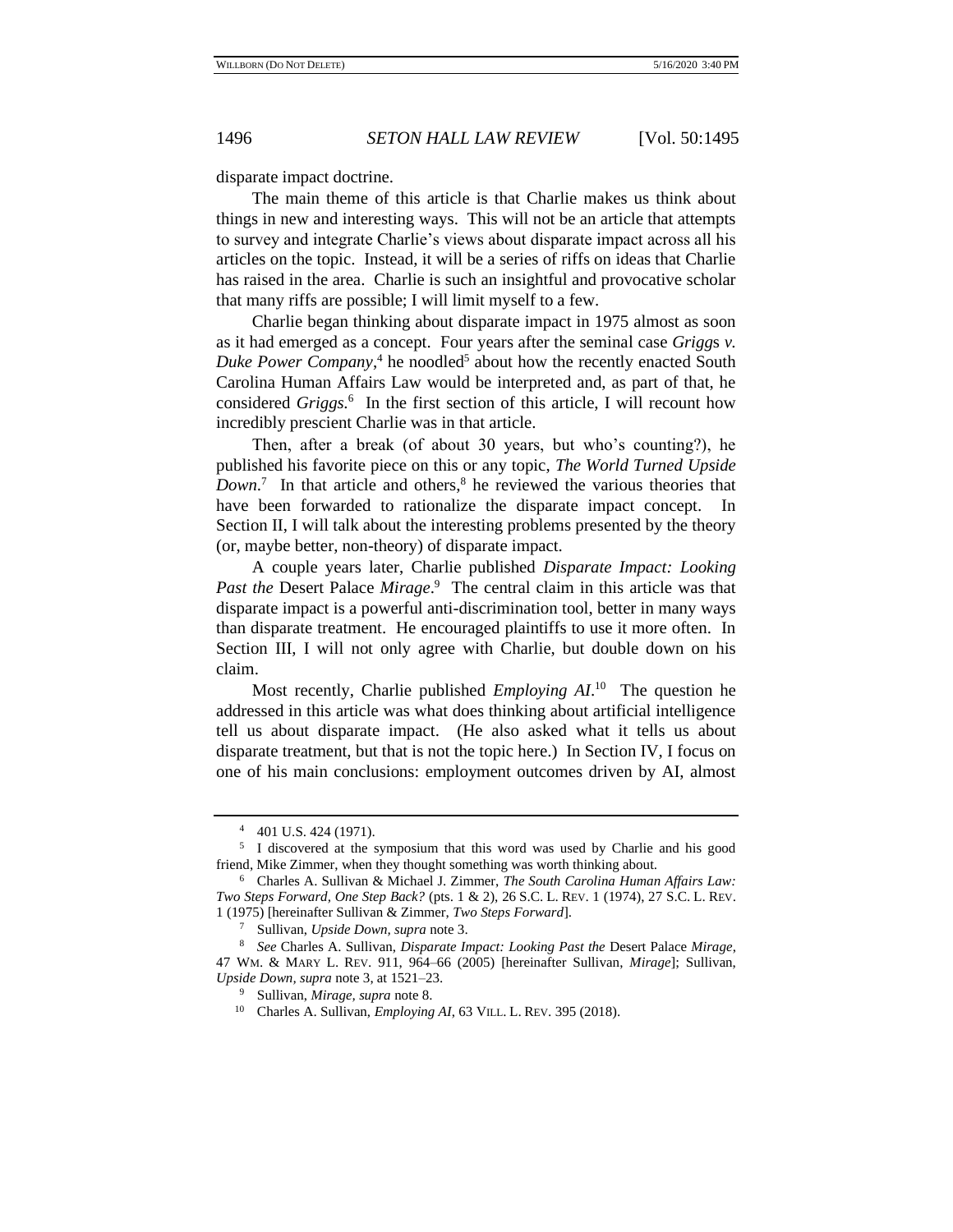disparate impact doctrine.

The main theme of this article is that Charlie makes us think about things in new and interesting ways. This will not be an article that attempts to survey and integrate Charlie's views about disparate impact across all his articles on the topic. Instead, it will be a series of riffs on ideas that Charlie has raised in the area. Charlie is such an insightful and provocative scholar that many riffs are possible; I will limit myself to a few.

Charlie began thinking about disparate impact in 1975 almost as soon as it had emerged as a concept. Four years after the seminal case *Griggs v. Duke Power Company*,[4] he noodled[5] about how the recently enacted South Carolina Human Affairs Law would be interpreted and, as part of that, he considered *Griggs*.[6] In the first section of this article, I will recount how incredibly prescient Charlie was in that article.

Then, after a break (of about 30 years, but who's counting?), he published his favorite piece on this or any topic, *The World Turned Upside Down*.[7] In that article and others,[8] he reviewed the various theories that have been forwarded to rationalize the disparate impact concept. In Section II, I will talk about the interesting problems presented by the theory (or, maybe better, non-theory) of disparate impact.

A couple years later, Charlie published *Disparate Impact: Looking Past the* Desert Palace *Mirage*.[9] The central claim in this article was that disparate impact is a powerful anti-discrimination tool, better in many ways than disparate treatment. He encouraged plaintiffs to use it more often. In Section III, I will not only agree with Charlie, but double down on his claim.

Most recently, Charlie published *Employing AI*.[10] The question he addressed in this article was what does thinking about artificial intelligence tell us about disparate impact. (He also asked what it tells us about disparate treatment, but that is not the topic here.) In Section IV, I focus on one of his main conclusions: employment outcomes driven by AI, almost

---

[4] 401 U.S. 424 (1971).

[5] I discovered at the symposium that this word was used by Charlie and his good friend, Mike Zimmer, when they thought something was worth thinking about.

[6] Charles A. Sullivan & Michael J. Zimmer, *The South Carolina Human Affairs Law: Two Steps Forward, One Step Back?* (pts. 1 & 2), 26 S.C. L. REV. 1 (1974), 27 S.C. L. REV. 1 (1975) [hereinafter Sullivan & Zimmer, *Two Steps Forward*].

[7] Sullivan, *Upside Down*, *supra* note 3.

[8] *See* Charles A. Sullivan, *Disparate Impact: Looking Past the* Desert Palace *Mirage*, 47 WM. & MARY L. REV. 911, 964–66 (2005) [hereinafter Sullivan, *Mirage*]; Sullivan, *Upside Down*, *supra* note 3, at 1521–23.

[9] Sullivan, *Mirage*, *supra* note 8.

[10] Charles A. Sullivan, *Employing AI*, 63 VILL. L. REV. 395 (2018).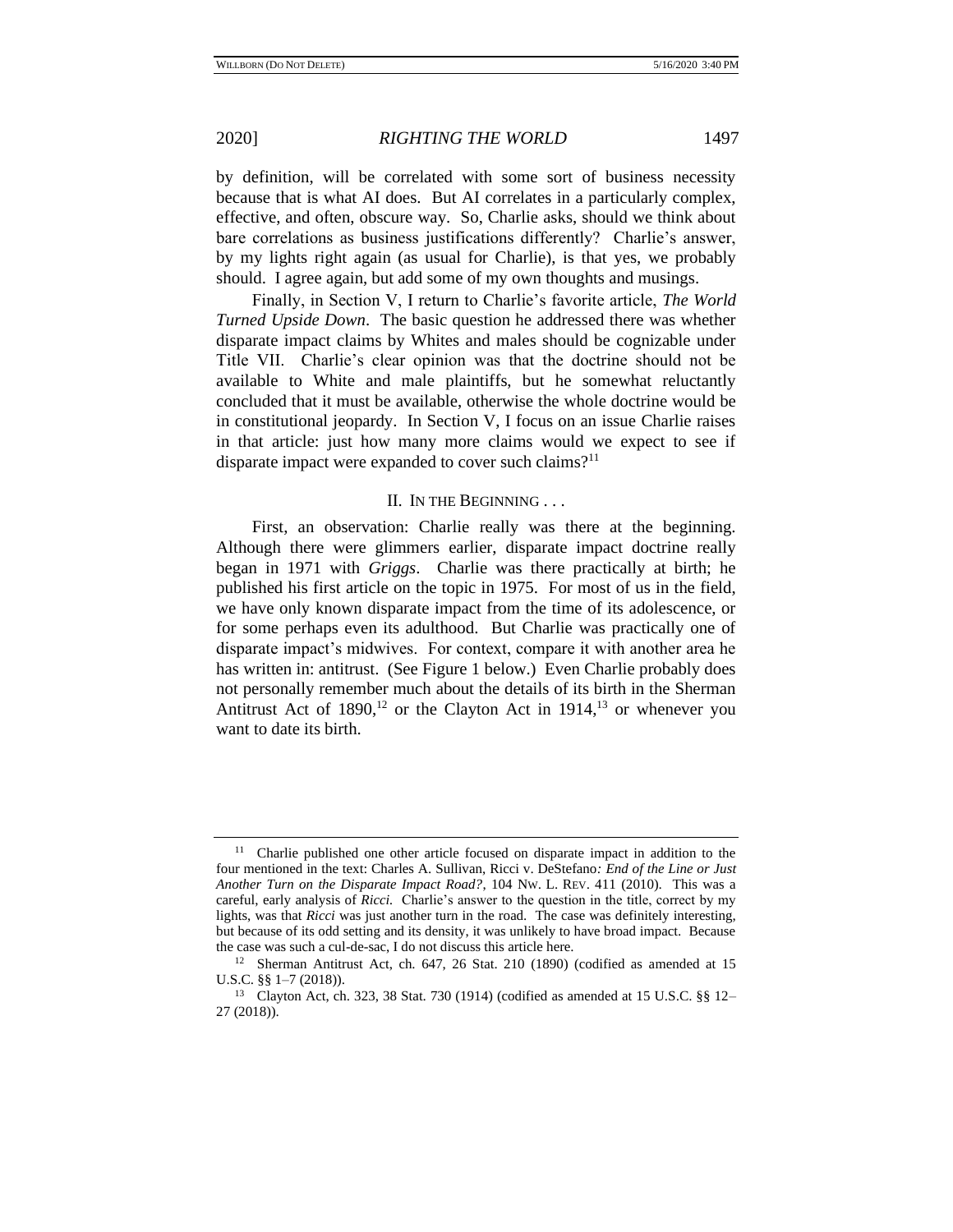by definition, will be correlated with some sort of business necessity because that is what AI does. But AI correlates in a particularly complex, effective, and often, obscure way. So, Charlie asks, should we think about bare correlations as business justifications differently? Charlie's answer, by my lights right again (as usual for Charlie), is that yes, we probably should. I agree again, but add some of my own thoughts and musings.

Finally, in Section V, I return to Charlie's favorite article, *The World Turned Upside Down*. The basic question he addressed there was whether disparate impact claims by Whites and males should be cognizable under Title VII. Charlie's clear opinion was that the doctrine should not be available to White and male plaintiffs, but he somewhat reluctantly concluded that it must be available, otherwise the whole doctrine would be in constitutional jeopardy. In Section V, I focus on an issue Charlie raises in that article: just how many more claims would we expect to see if disparate impact were expanded to cover such claims?[11]

## II. In the Beginning . . .

First, an observation: Charlie really was there at the beginning. Although there were glimmers earlier, disparate impact doctrine really began in 1971 with *Griggs*. Charlie was there practically at birth; he published his first article on the topic in 1975. For most of us in the field, we have only known disparate impact from the time of its adolescence, or for some perhaps even its adulthood. But Charlie was practically one of disparate impact's midwives. For context, compare it with another area he has written in: antitrust. (See Figure 1 below.) Even Charlie probably does not personally remember much about the details of its birth in the Sherman Antitrust Act of 1890,[12] or the Clayton Act in 1914,[13] or whenever you want to date its birth.

---

[11] Charlie published one other article focused on disparate impact in addition to the four mentioned in the text: Charles A. Sullivan, Ricci v. DeStefano*: End of the Line or Just Another Turn on the Disparate Impact Road?*, 104 Nw. L. Rev. 411 (2010). This was a careful, early analysis of *Ricci*. Charlie's answer to the question in the title, correct by my lights, was that *Ricci* was just another turn in the road. The case was definitely interesting, but because of its odd setting and its density, it was unlikely to have broad impact. Because the case was such a cul-de-sac, I do not discuss this article here.

[12] Sherman Antitrust Act, ch. 647, 26 Stat. 210 (1890) (codified as amended at 15 U.S.C. §§ 1–7 (2018)).

[13] Clayton Act, ch. 323, 38 Stat. 730 (1914) (codified as amended at 15 U.S.C. §§ 12–27 (2018)).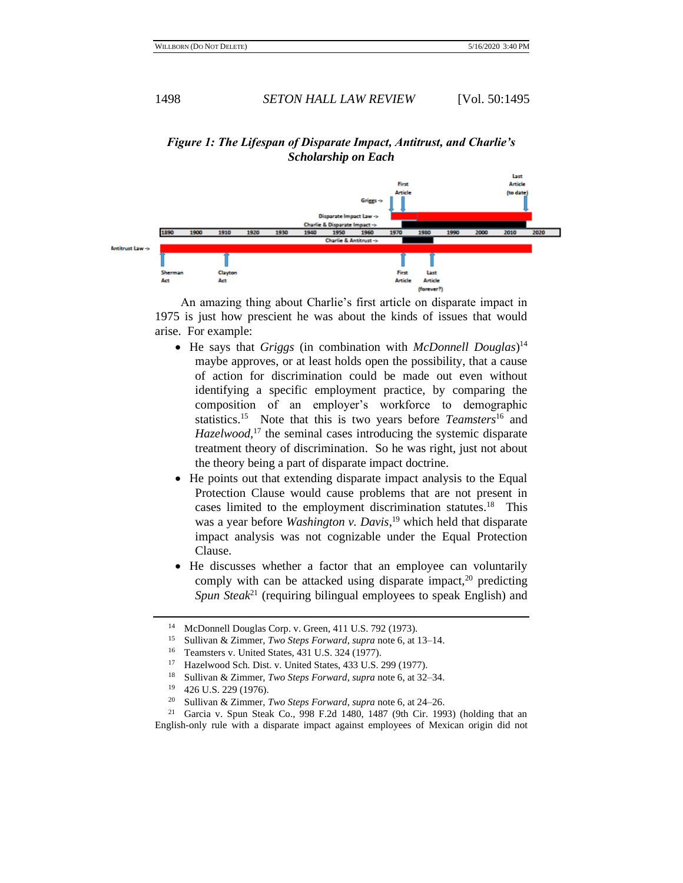*Figure 1: The Lifespan of Disparate Impact, Antitrust, and Charlie's Scholarship on Each*

An amazing thing about Charlie's first article on disparate impact in 1975 is just how prescient he was about the kinds of issues that would arise. For example:

- He says that *Griggs* (in combination with *McDonnell Douglas*)[14] maybe approves, or at least holds open the possibility, that a cause of action for discrimination could be made out even without identifying a specific employment practice, by comparing the composition of an employer's workforce to demographic statistics.[15] Note that this is two years before *Teamsters*[16] and *Hazelwood*,[17] the seminal cases introducing the systemic disparate treatment theory of discrimination. So he was right, just not about the theory being a part of disparate impact doctrine.
- He points out that extending disparate impact analysis to the Equal Protection Clause would cause problems that are not present in cases limited to the employment discrimination statutes.[18] This was a year before *Washington v. Davis*,[19] which held that disparate impact analysis was not cognizable under the Equal Protection Clause.
- He discusses whether a factor that an employee can voluntarily comply with can be attacked using disparate impact,[20] predicting *Spun Steak*[21] (requiring bilingual employees to speak English) and

---

[14] McDonnell Douglas Corp. v. Green, 411 U.S. 792 (1973).

[15] Sullivan & Zimmer, *Two Steps Forward*, *supra* note 6, at 13–14.

[16] Teamsters v. United States, 431 U.S. 324 (1977).

[17] Hazelwood Sch. Dist. v. United States, 433 U.S. 299 (1977).

[18] Sullivan & Zimmer, *Two Steps Forward*, *supra* note 6, at 32–34.

[19] 426 U.S. 229 (1976).

[20] Sullivan & Zimmer, *Two Steps Forward*, *supra* note 6, at 24–26.

[21] Garcia v. Spun Steak Co., 998 F.2d 1480, 1487 (9th Cir. 1993) (holding that an English-only rule with a disparate impact against employees of Mexican origin did not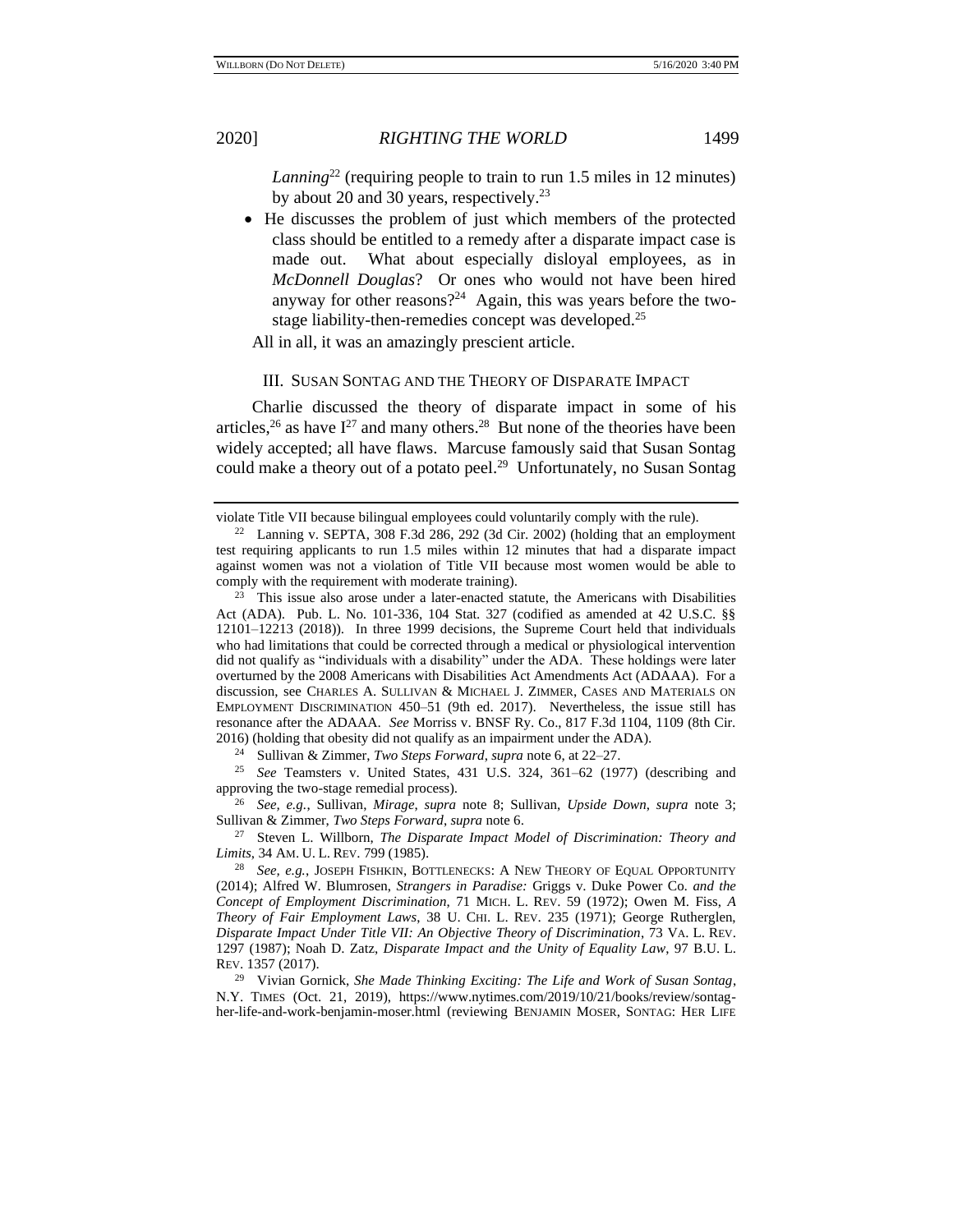*Lanning*[22] (requiring people to train to run 1.5 miles in 12 minutes) by about 20 and 30 years, respectively.[23]

- He discusses the problem of just which members of the protected class should be entitled to a remedy after a disparate impact case is made out. What about especially disloyal employees, as in *McDonnell Douglas*? Or ones who would not have been hired anyway for other reasons?[24] Again, this was years before the two-stage liability-then-remedies concept was developed.[25]

All in all, it was an amazingly prescient article.

## III. SUSAN SONTAG AND THE THEORY OF DISPARATE IMPACT

Charlie discussed the theory of disparate impact in some of his articles,[26] as have I[27] and many others.[28] But none of the theories have been widely accepted; all have flaws. Marcuse famously said that Susan Sontag could make a theory out of a potato peel.[29] Unfortunately, no Susan Sontag

---

violate Title VII because bilingual employees could voluntarily comply with the rule).

[22] Lanning v. SEPTA, 308 F.3d 286, 292 (3d Cir. 2002) (holding that an employment test requiring applicants to run 1.5 miles within 12 minutes that had a disparate impact against women was not a violation of Title VII because most women would be able to comply with the requirement with moderate training).

[23] This issue also arose under a later-enacted statute, the Americans with Disabilities Act (ADA). Pub. L. No. 101-336, 104 Stat. 327 (codified as amended at 42 U.S.C. §§ 12101–12213 (2018)). In three 1999 decisions, the Supreme Court held that individuals who had limitations that could be corrected through a medical or physiological intervention did not qualify as "individuals with a disability" under the ADA. These holdings were later overturned by the 2008 Americans with Disabilities Act Amendments Act (ADAAA). For a discussion, see CHARLES A. SULLIVAN & MICHAEL J. ZIMMER, CASES AND MATERIALS ON EMPLOYMENT DISCRIMINATION 450–51 (9th ed. 2017). Nevertheless, the issue still has resonance after the ADAAA. *See* Morriss v. BNSF Ry. Co., 817 F.3d 1104, 1109 (8th Cir. 2016) (holding that obesity did not qualify as an impairment under the ADA).

[24] Sullivan & Zimmer, *Two Steps Forward*, *supra* note 6, at 22–27.

[25] *See* Teamsters v. United States, 431 U.S. 324, 361–62 (1977) (describing and approving the two-stage remedial process).

[26] *See, e.g.*, Sullivan, *Mirage*, *supra* note 8; Sullivan, *Upside Down*, *supra* note 3; Sullivan & Zimmer, *Two Steps Forward*, *supra* note 6.

[27] Steven L. Willborn, *The Disparate Impact Model of Discrimination: Theory and Limits*, 34 AM. U. L. REV. 799 (1985).

[28] *See, e.g.*, JOSEPH FISHKIN, BOTTLENECKS: A NEW THEORY OF EQUAL OPPORTUNITY (2014); Alfred W. Blumrosen, *Strangers in Paradise:* Griggs v. Duke Power Co. *and the Concept of Employment Discrimination*, 71 MICH. L. REV. 59 (1972); Owen M. Fiss, *A Theory of Fair Employment Laws*, 38 U. CHI. L. REV. 235 (1971); George Rutherglen, *Disparate Impact Under Title VII: An Objective Theory of Discrimination*, 73 VA. L. REV. 1297 (1987); Noah D. Zatz, *Disparate Impact and the Unity of Equality Law*, 97 B.U. L. REV. 1357 (2017).

[29] Vivian Gornick, *She Made Thinking Exciting: The Life and Work of Susan Sontag*, N.Y. TIMES (Oct. 21, 2019), https://www.nytimes.com/2019/10/21/books/review/sontag-her-life-and-work-benjamin-moser.html (reviewing BENJAMIN MOSER, SONTAG: HER LIFE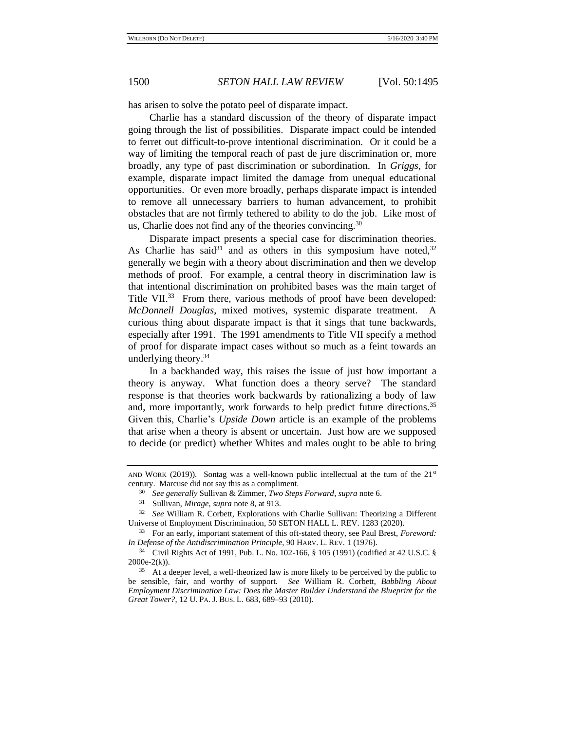has arisen to solve the potato peel of disparate impact.

Charlie has a standard discussion of the theory of disparate impact going through the list of possibilities. Disparate impact could be intended to ferret out difficult-to-prove intentional discrimination. Or it could be a way of limiting the temporal reach of past de jure discrimination or, more broadly, any type of past discrimination or subordination. In *Griggs*, for example, disparate impact limited the damage from unequal educational opportunities. Or even more broadly, perhaps disparate impact is intended to remove all unnecessary barriers to human advancement, to prohibit obstacles that are not firmly tethered to ability to do the job. Like most of us, Charlie does not find any of the theories convincing.[30]

Disparate impact presents a special case for discrimination theories. As Charlie has said[31] and as others in this symposium have noted,[32] generally we begin with a theory about discrimination and then we develop methods of proof. For example, a central theory in discrimination law is that intentional discrimination on prohibited bases was the main target of Title VII.[33] From there, various methods of proof have been developed: *McDonnell Douglas*, mixed motives, systemic disparate treatment. A curious thing about disparate impact is that it sings that tune backwards, especially after 1991. The 1991 amendments to Title VII specify a method of proof for disparate impact cases without so much as a feint towards an underlying theory.[34]

In a backhanded way, this raises the issue of just how important a theory is anyway. What function does a theory serve? The standard response is that theories work backwards by rationalizing a body of law and, more importantly, work forwards to help predict future directions.[35] Given this, Charlie's *Upside Down* article is an example of the problems that arise when a theory is absent or uncertain. Just how are we supposed to decide (or predict) whether Whites and males ought to be able to bring

---

AND WORK (2019)). Sontag was a well-known public intellectual at the turn of the 21st century. Marcuse did not say this as a compliment.

[30] *See generally* Sullivan & Zimmer, *Two Steps Forward*, *supra* note 6.

[31] Sullivan, *Mirage*, *supra* note 8, at 913.

[32] *See* William R. Corbett, Explorations with Charlie Sullivan: Theorizing a Different Universe of Employment Discrimination, 50 SETON HALL L. REV. 1283 (2020).

[33] For an early, important statement of this oft-stated theory, see Paul Brest, *Foreword: In Defense of the Antidiscrimination Principle*, 90 HARV. L. REV. 1 (1976).

[34] Civil Rights Act of 1991, Pub. L. No. 102-166, § 105 (1991) (codified at 42 U.S.C. § 2000e-2(k)).

[35] At a deeper level, a well-theorized law is more likely to be perceived by the public to be sensible, fair, and worthy of support. *See* William R. Corbett, *Babbling About Employment Discrimination Law: Does the Master Builder Understand the Blueprint for the Great Tower?*, 12 U. PA. J. BUS. L. 683, 689–93 (2010).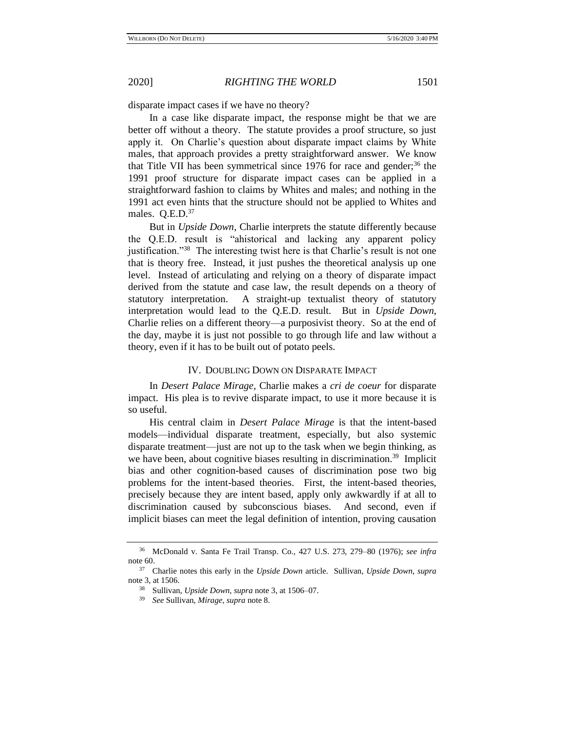disparate impact cases if we have no theory?

In a case like disparate impact, the response might be that we are better off without a theory. The statute provides a proof structure, so just apply it. On Charlie's question about disparate impact claims by White males, that approach provides a pretty straightforward answer. We know that Title VII has been symmetrical since 1976 for race and gender;[36] the 1991 proof structure for disparate impact cases can be applied in a straightforward fashion to claims by Whites and males; and nothing in the 1991 act even hints that the structure should not be applied to Whites and males. Q.E.D.[37]

But in *Upside Down*, Charlie interprets the statute differently because the Q.E.D. result is "ahistorical and lacking any apparent policy justification."[38] The interesting twist here is that Charlie's result is not one that is theory free. Instead, it just pushes the theoretical analysis up one level. Instead of articulating and relying on a theory of disparate impact derived from the statute and case law, the result depends on a theory of statutory interpretation. A straight-up textualist theory of statutory interpretation would lead to the Q.E.D. result. But in *Upside Down*, Charlie relies on a different theory—a purposivist theory. So at the end of the day, maybe it is just not possible to go through life and law without a theory, even if it has to be built out of potato peels.

## IV. Doubling Down on Disparate Impact

In *Desert Palace Mirage*, Charlie makes a *cri de coeur* for disparate impact. His plea is to revive disparate impact, to use it more because it is so useful.

His central claim in *Desert Palace Mirage* is that the intent-based models—individual disparate treatment, especially, but also systemic disparate treatment—just are not up to the task when we begin thinking, as we have been, about cognitive biases resulting in discrimination.[39] Implicit bias and other cognition-based causes of discrimination pose two big problems for the intent-based theories. First, the intent-based theories, precisely because they are intent based, apply only awkwardly if at all to discrimination caused by subconscious biases. And second, even if implicit biases can meet the legal definition of intention, proving causation

---

[36] McDonald v. Santa Fe Trail Transp. Co., 427 U.S. 273, 279–80 (1976); *see infra* note 60.

[37] Charlie notes this early in the *Upside Down* article. Sullivan, *Upside Down*, *supra* note 3, at 1506.

[38] Sullivan, *Upside Down*, *supra* note 3, at 1506–07.

[39] *See* Sullivan, *Mirage*, *supra* note 8.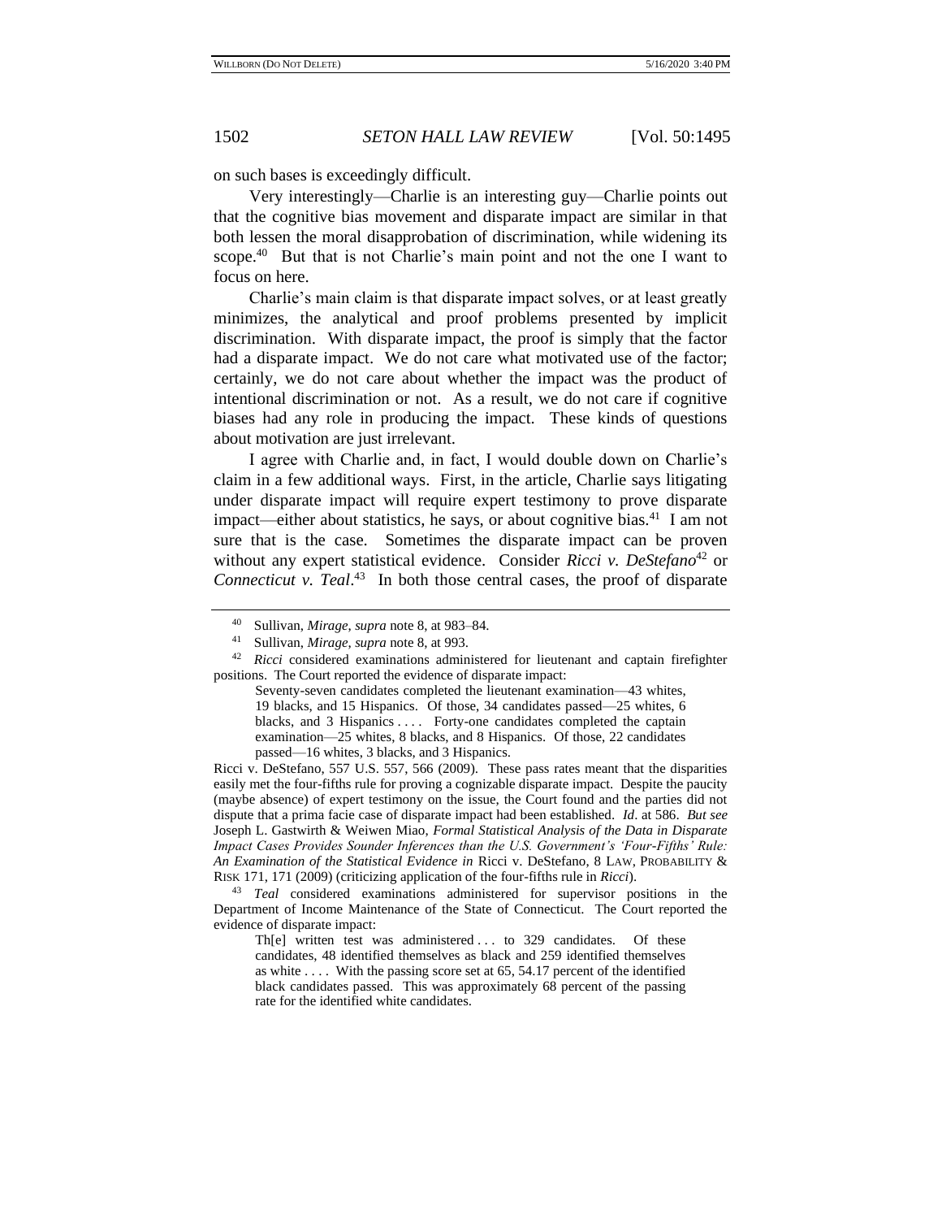on such bases is exceedingly difficult.

Very interestingly—Charlie is an interesting guy—Charlie points out that the cognitive bias movement and disparate impact are similar in that both lessen the moral disapprobation of discrimination, while widening its scope.[40] But that is not Charlie's main point and not the one I want to focus on here.

Charlie's main claim is that disparate impact solves, or at least greatly minimizes, the analytical and proof problems presented by implicit discrimination. With disparate impact, the proof is simply that the factor had a disparate impact. We do not care what motivated use of the factor; certainly, we do not care about whether the impact was the product of intentional discrimination or not. As a result, we do not care if cognitive biases had any role in producing the impact. These kinds of questions about motivation are just irrelevant.

I agree with Charlie and, in fact, I would double down on Charlie's claim in a few additional ways. First, in the article, Charlie says litigating under disparate impact will require expert testimony to prove disparate impact—either about statistics, he says, or about cognitive bias.[41] I am not sure that is the case. Sometimes the disparate impact can be proven without any expert statistical evidence. Consider *Ricci v. DeStefano*[42] or *Connecticut v. Teal*.[43] In both those central cases, the proof of disparate

---

[40] Sullivan, *Mirage*, *supra* note 8, at 983–84.

[41] Sullivan, *Mirage*, *supra* note 8, at 993.

[42] *Ricci* considered examinations administered for lieutenant and captain firefighter positions. The Court reported the evidence of disparate impact:

> Seventy-seven candidates completed the lieutenant examination—43 whites, 19 blacks, and 15 Hispanics. Of those, 34 candidates passed—25 whites, 6 blacks, and 3 Hispanics . . . . Forty-one candidates completed the captain examination—25 whites, 8 blacks, and 8 Hispanics. Of those, 22 candidates passed—16 whites, 3 blacks, and 3 Hispanics.

Ricci v. DeStefano, 557 U.S. 557, 566 (2009). These pass rates meant that the disparities easily met the four-fifths rule for proving a cognizable disparate impact. Despite the paucity (maybe absence) of expert testimony on the issue, the Court found and the parties did not dispute that a prima facie case of disparate impact had been established. *Id*. at 586. *But see* Joseph L. Gastwirth & Weiwen Miao, *Formal Statistical Analysis of the Data in Disparate Impact Cases Provides Sounder Inferences than the U.S. Government's 'Four-Fifths' Rule: An Examination of the Statistical Evidence in* Ricci v. DeStefano, 8 LAW, PROBABILITY & RISK 171, 171 (2009) (criticizing application of the four-fifths rule in *Ricci*).

[43] *Teal* considered examinations administered for supervisor positions in the Department of Income Maintenance of the State of Connecticut. The Court reported the evidence of disparate impact:

> Th[e] written test was administered . . . to 329 candidates. Of these candidates, 48 identified themselves as black and 259 identified themselves as white . . . . With the passing score set at 65, 54.17 percent of the identified black candidates passed. This was approximately 68 percent of the passing rate for the identified white candidates.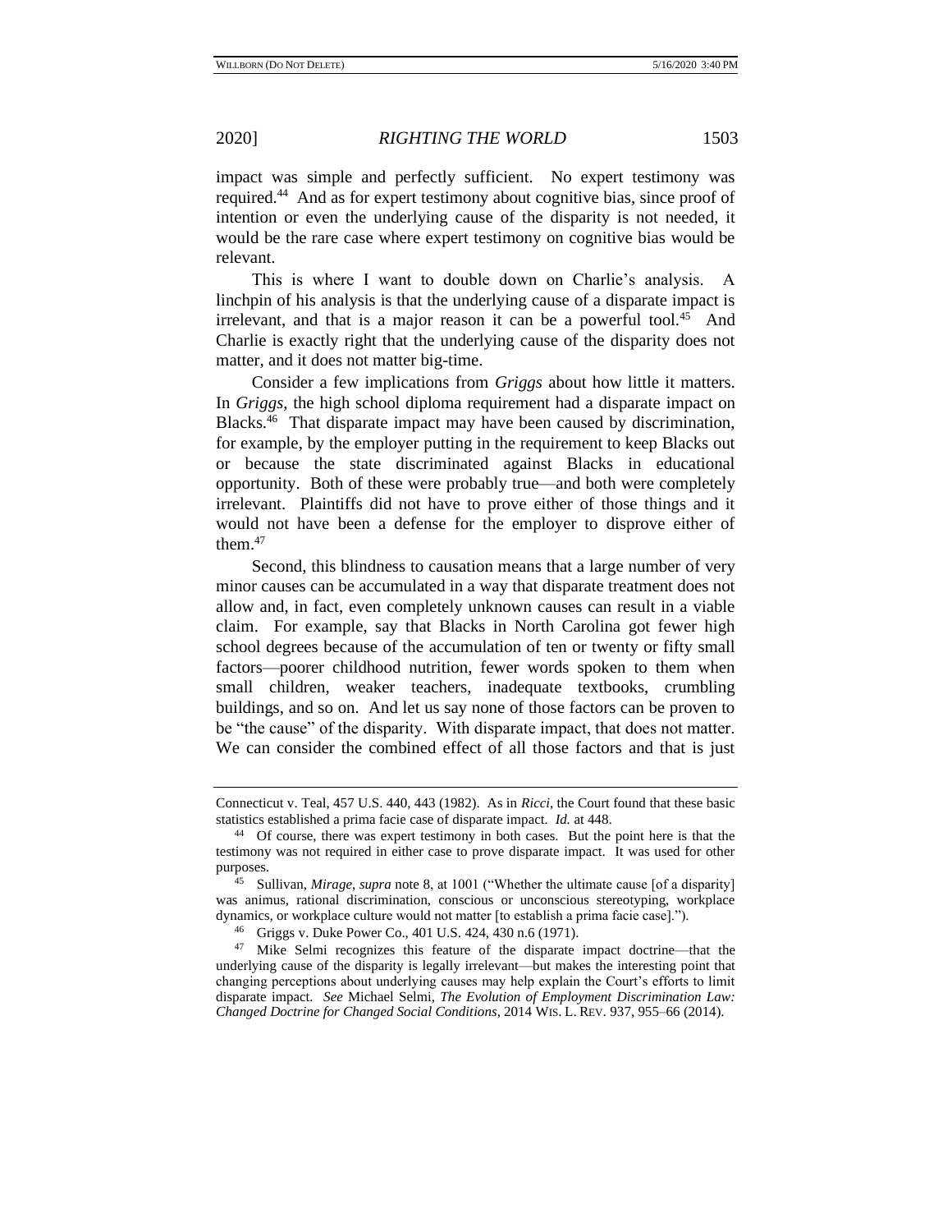impact was simple and perfectly sufficient. No expert testimony was required.[44] And as for expert testimony about cognitive bias, since proof of intention or even the underlying cause of the disparity is not needed, it would be the rare case where expert testimony on cognitive bias would be relevant.

This is where I want to double down on Charlie's analysis. A linchpin of his analysis is that the underlying cause of a disparate impact is irrelevant, and that is a major reason it can be a powerful tool.[45] And Charlie is exactly right that the underlying cause of the disparity does not matter, and it does not matter big-time.

Consider a few implications from *Griggs* about how little it matters. In *Griggs*, the high school diploma requirement had a disparate impact on Blacks.[46] That disparate impact may have been caused by discrimination, for example, by the employer putting in the requirement to keep Blacks out or because the state discriminated against Blacks in educational opportunity. Both of these were probably true—and both were completely irrelevant. Plaintiffs did not have to prove either of those things and it would not have been a defense for the employer to disprove either of them.[47]

Second, this blindness to causation means that a large number of very minor causes can be accumulated in a way that disparate treatment does not allow and, in fact, even completely unknown causes can result in a viable claim. For example, say that Blacks in North Carolina got fewer high school degrees because of the accumulation of ten or twenty or fifty small factors—poorer childhood nutrition, fewer words spoken to them when small children, weaker teachers, inadequate textbooks, crumbling buildings, and so on. And let us say none of those factors can be proven to be "the cause" of the disparity. With disparate impact, that does not matter. We can consider the combined effect of all those factors and that is just

---

Connecticut v. Teal, 457 U.S. 440, 443 (1982). As in *Ricci*, the Court found that these basic statistics established a prima facie case of disparate impact. *Id.* at 448.

[44] Of course, there was expert testimony in both cases. But the point here is that the testimony was not required in either case to prove disparate impact. It was used for other purposes.

[45] Sullivan, *Mirage*, *supra* note 8, at 1001 ("Whether the ultimate cause [of a disparity] was animus, rational discrimination, conscious or unconscious stereotyping, workplace dynamics, or workplace culture would not matter [to establish a prima facie case].").

[46] Griggs v. Duke Power Co., 401 U.S. 424, 430 n.6 (1971).

[47] Mike Selmi recognizes this feature of the disparate impact doctrine—that the underlying cause of the disparity is legally irrelevant—but makes the interesting point that changing perceptions about underlying causes may help explain the Court's efforts to limit disparate impact. *See* Michael Selmi, *The Evolution of Employment Discrimination Law: Changed Doctrine for Changed Social Conditions*, 2014 WIS. L. REV. 937, 955–66 (2014).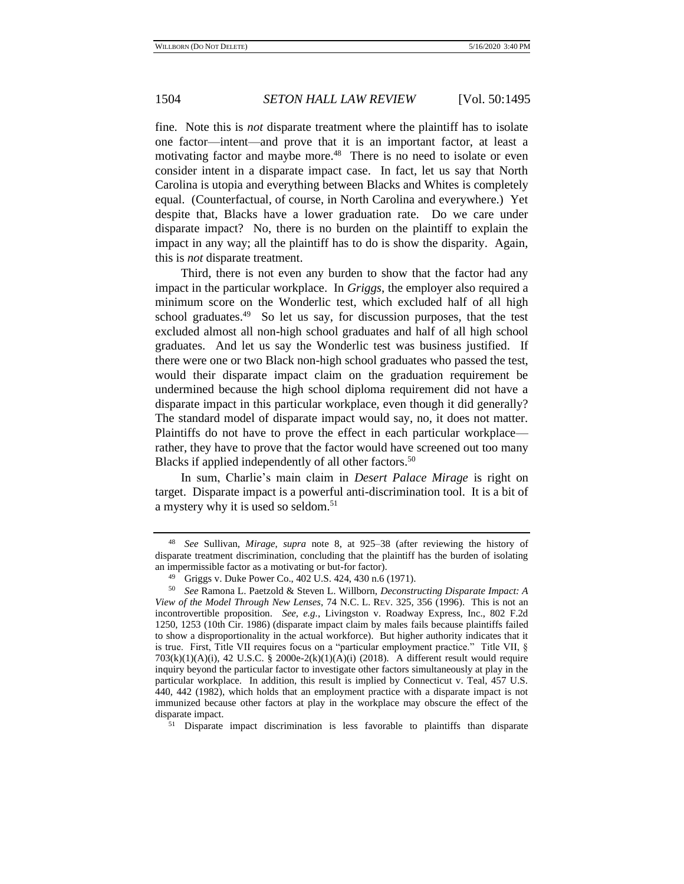fine. Note this is *not* disparate treatment where the plaintiff has to isolate one factor—intent—and prove that it is an important factor, at least a motivating factor and maybe more.[48] There is no need to isolate or even consider intent in a disparate impact case. In fact, let us say that North Carolina is utopia and everything between Blacks and Whites is completely equal. (Counterfactual, of course, in North Carolina and everywhere.) Yet despite that, Blacks have a lower graduation rate. Do we care under disparate impact? No, there is no burden on the plaintiff to explain the impact in any way; all the plaintiff has to do is show the disparity. Again, this is *not* disparate treatment.

Third, there is not even any burden to show that the factor had any impact in the particular workplace. In *Griggs*, the employer also required a minimum score on the Wonderlic test, which excluded half of all high school graduates.[49] So let us say, for discussion purposes, that the test excluded almost all non-high school graduates and half of all high school graduates. And let us say the Wonderlic test was business justified. If there were one or two Black non-high school graduates who passed the test, would their disparate impact claim on the graduation requirement be undermined because the high school diploma requirement did not have a disparate impact in this particular workplace, even though it did generally? The standard model of disparate impact would say, no, it does not matter. Plaintiffs do not have to prove the effect in each particular workplace—rather, they have to prove that the factor would have screened out too many Blacks if applied independently of all other factors.[50]

In sum, Charlie's main claim in *Desert Palace Mirage* is right on target. Disparate impact is a powerful anti-discrimination tool. It is a bit of a mystery why it is used so seldom.[51]

---

[48] *See* Sullivan, *Mirage*, *supra* note 8, at 925–38 (after reviewing the history of disparate treatment discrimination, concluding that the plaintiff has the burden of isolating an impermissible factor as a motivating or but-for factor).

[49] Griggs v. Duke Power Co., 402 U.S. 424, 430 n.6 (1971).

[50] *See* Ramona L. Paetzold & Steven L. Willborn, *Deconstructing Disparate Impact: A View of the Model Through New Lenses*, 74 N.C. L. REV. 325, 356 (1996). This is not an incontrovertible proposition. *See, e.g.*, Livingston v. Roadway Express, Inc., 802 F.2d 1250, 1253 (10th Cir. 1986) (disparate impact claim by males fails because plaintiffs failed to show a disproportionality in the actual workforce). But higher authority indicates that it is true. First, Title VII requires focus on a "particular employment practice." Title VII, § 703(k)(1)(A)(i), 42 U.S.C. § 2000e-2(k)(1)(A)(i) (2018). A different result would require inquiry beyond the particular factor to investigate other factors simultaneously at play in the particular workplace. In addition, this result is implied by Connecticut v. Teal, 457 U.S. 440, 442 (1982), which holds that an employment practice with a disparate impact is not immunized because other factors at play in the workplace may obscure the effect of the disparate impact.

[51] Disparate impact discrimination is less favorable to plaintiffs than disparate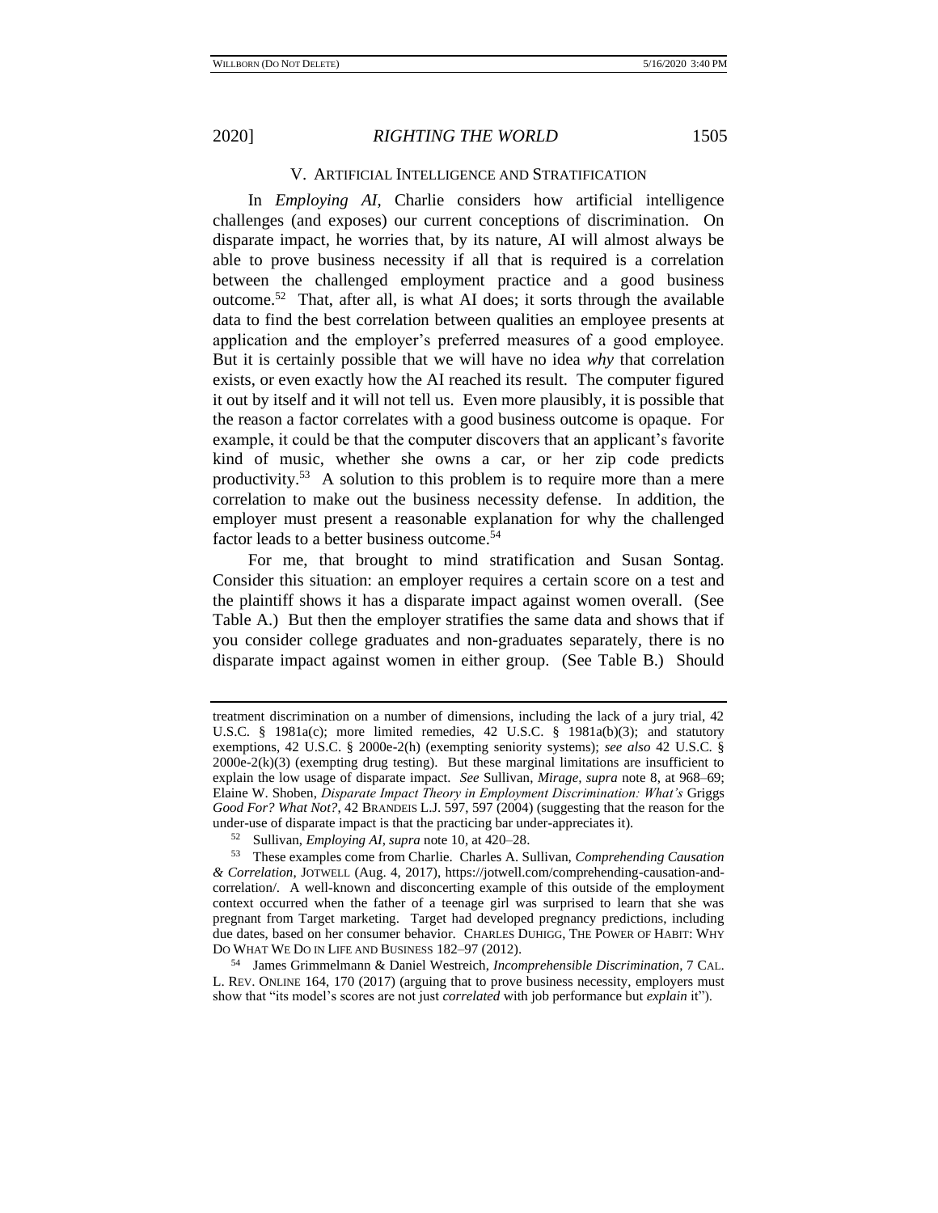## V. ARTIFICIAL INTELLIGENCE AND STRATIFICATION

In *Employing AI*, Charlie considers how artificial intelligence challenges (and exposes) our current conceptions of discrimination. On disparate impact, he worries that, by its nature, AI will almost always be able to prove business necessity if all that is required is a correlation between the challenged employment practice and a good business outcome.[52] That, after all, is what AI does; it sorts through the available data to find the best correlation between qualities an employee presents at application and the employer's preferred measures of a good employee. But it is certainly possible that we will have no idea *why* that correlation exists, or even exactly how the AI reached its result. The computer figured it out by itself and it will not tell us. Even more plausibly, it is possible that the reason a factor correlates with a good business outcome is opaque. For example, it could be that the computer discovers that an applicant's favorite kind of music, whether she owns a car, or her zip code predicts productivity.[53] A solution to this problem is to require more than a mere correlation to make out the business necessity defense. In addition, the employer must present a reasonable explanation for why the challenged factor leads to a better business outcome.[54]

For me, that brought to mind stratification and Susan Sontag. Consider this situation: an employer requires a certain score on a test and the plaintiff shows it has a disparate impact against women overall. (See Table A.) But then the employer stratifies the same data and shows that if you consider college graduates and non-graduates separately, there is no disparate impact against women in either group. (See Table B.) Should

---

treatment discrimination on a number of dimensions, including the lack of a jury trial, 42 U.S.C. § 1981a(c); more limited remedies, 42 U.S.C. § 1981a(b)(3); and statutory exemptions, 42 U.S.C. § 2000e-2(h) (exempting seniority systems); *see also* 42 U.S.C. § 2000e-2(k)(3) (exempting drug testing). But these marginal limitations are insufficient to explain the low usage of disparate impact. *See* Sullivan, *Mirage*, *supra* note 8, at 968–69; Elaine W. Shoben, *Disparate Impact Theory in Employment Discrimination: What's* Griggs *Good For? What Not?*, 42 BRANDEIS L.J. 597, 597 (2004) (suggesting that the reason for the under-use of disparate impact is that the practicing bar under-appreciates it).

52 Sullivan, *Employing AI*, *supra* note 10, at 420–28.

53 These examples come from Charlie. Charles A. Sullivan, *Comprehending Causation & Correlation*, JOTWELL (Aug. 4, 2017), https://jotwell.com/comprehending-causation-and-correlation/. A well-known and disconcerting example of this outside of the employment context occurred when the father of a teenage girl was surprised to learn that she was pregnant from Target marketing. Target had developed pregnancy predictions, including due dates, based on her consumer behavior. CHARLES DUHIGG, THE POWER OF HABIT: WHY DO WHAT WE DO IN LIFE AND BUSINESS 182–97 (2012).

54 James Grimmelmann & Daniel Westreich, *Incomprehensible Discrimination*, 7 CAL. L. REV. ONLINE 164, 170 (2017) (arguing that to prove business necessity, employers must show that "its model's scores are not just *correlated* with job performance but *explain* it").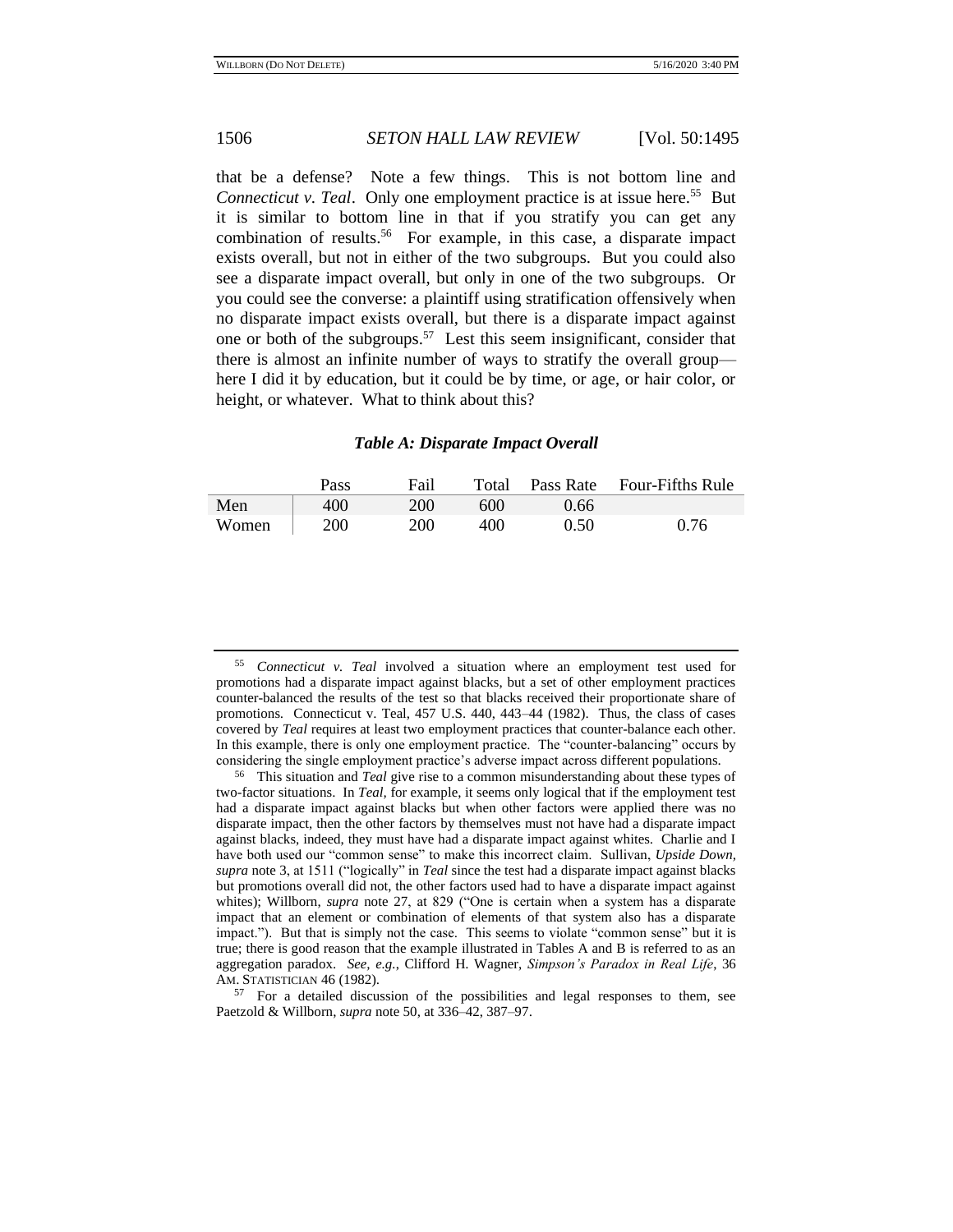that be a defense? Note a few things. This is not bottom line and *Connecticut v. Teal*. Only one employment practice is at issue here.[55] But it is similar to bottom line in that if you stratify you can get any combination of results.[56] For example, in this case, a disparate impact exists overall, but not in either of the two subgroups. But you could also see a disparate impact overall, but only in one of the two subgroups. Or you could see the converse: a plaintiff using stratification offensively when no disparate impact exists overall, but there is a disparate impact against one or both of the subgroups.[57] Lest this seem insignificant, consider that there is almost an infinite number of ways to stratify the overall group—here I did it by education, but it could be by time, or age, or hair color, or height, or whatever. What to think about this?

***Table A: Disparate Impact Overall***

| | Pass | Fail | Total | Pass Rate | Four-Fifths Rule |
|---|---|---|---|---|---|
| Men | 400 | 200 | 600 | 0.66 | |
| Women | 200 | 200 | 400 | 0.50 | 0.76 |

---

[55] *Connecticut v. Teal* involved a situation where an employment test used for promotions had a disparate impact against blacks, but a set of other employment practices counter-balanced the results of the test so that blacks received their proportionate share of promotions. Connecticut v. Teal, 457 U.S. 440, 443–44 (1982). Thus, the class of cases covered by *Teal* requires at least two employment practices that counter-balance each other. In this example, there is only one employment practice. The "counter-balancing" occurs by considering the single employment practice's adverse impact across different populations.

[56] This situation and *Teal* give rise to a common misunderstanding about these types of two-factor situations. In *Teal*, for example, it seems only logical that if the employment test had a disparate impact against blacks but when other factors were applied there was no disparate impact, then the other factors by themselves must not have had a disparate impact against blacks, indeed, they must have had a disparate impact against whites. Charlie and I have both used our "common sense" to make this incorrect claim. Sullivan, *Upside Down*, *supra* note 3, at 1511 ("logically" in *Teal* since the test had a disparate impact against blacks but promotions overall did not, the other factors used had to have a disparate impact against whites); Willborn, *supra* note 27, at 829 ("One is certain when a system has a disparate impact that an element or combination of elements of that system also has a disparate impact."). But that is simply not the case. This seems to violate "common sense" but it is true; there is good reason that the example illustrated in Tables A and B is referred to as an aggregation paradox. *See, e.g.*, Clifford H. Wagner, *Simpson's Paradox in Real Life*, 36 AM. STATISTICIAN 46 (1982).

[57] For a detailed discussion of the possibilities and legal responses to them, see Paetzold & Willborn, *supra* note 50, at 336–42, 387–97.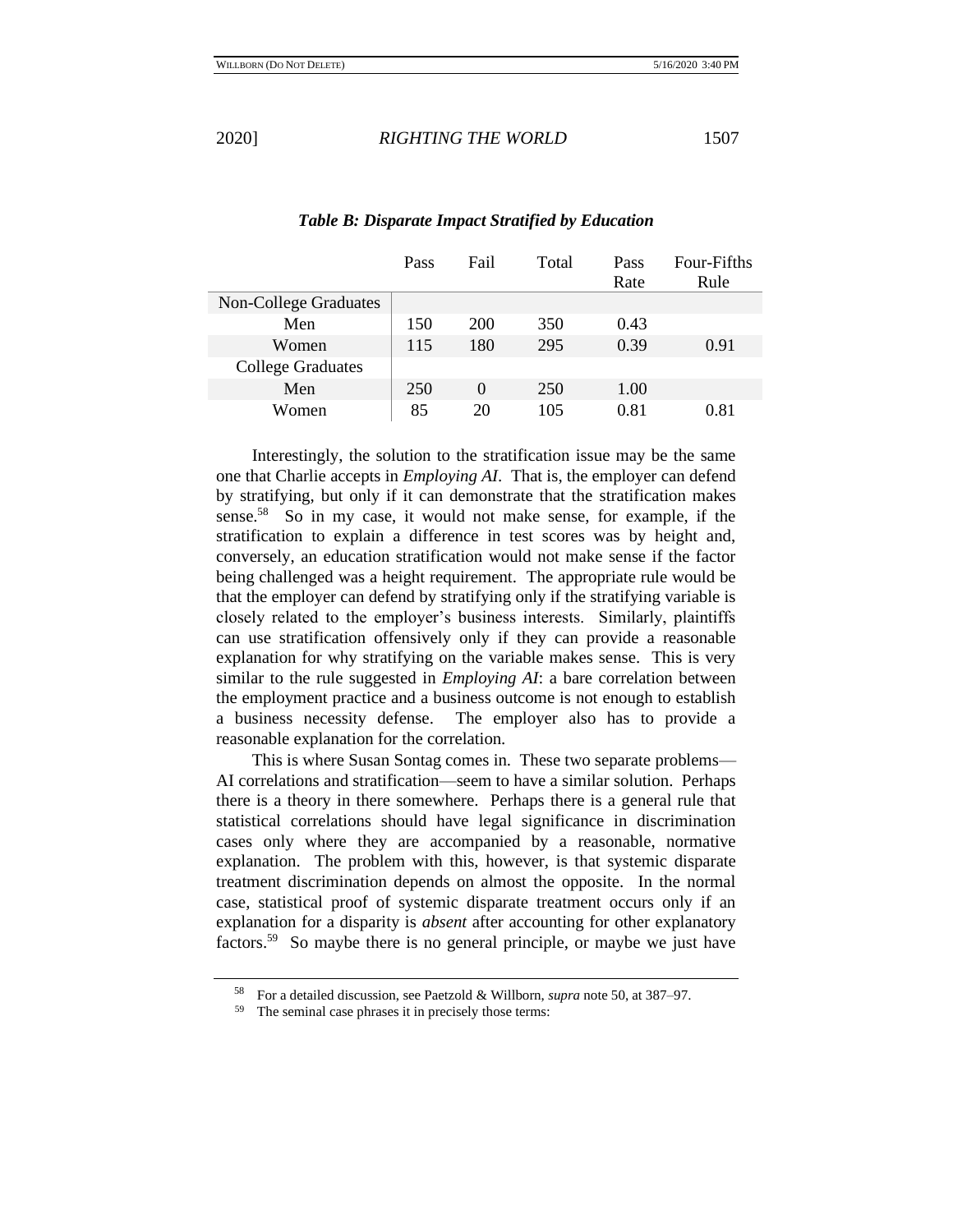***Table B: Disparate Impact Stratified by Education***

| | Pass | Fail | Total | Pass Rate | Four-Fifths Rule |
|---|---|---|---|---|---|
| Non-College Graduates | | | | | |
| Men | 150 | 200 | 350 | 0.43 | |
| Women | 115 | 180 | 295 | 0.39 | 0.91 |
| College Graduates | | | | | |
| Men | 250 | 0 | 250 | 1.00 | |
| Women | 85 | 20 | 105 | 0.81 | 0.81 |

Interestingly, the solution to the stratification issue may be the same one that Charlie accepts in *Employing AI*. That is, the employer can defend by stratifying, but only if it can demonstrate that the stratification makes sense.[58] So in my case, it would not make sense, for example, if the stratification to explain a difference in test scores was by height and, conversely, an education stratification would not make sense if the factor being challenged was a height requirement. The appropriate rule would be that the employer can defend by stratifying only if the stratifying variable is closely related to the employer's business interests. Similarly, plaintiffs can use stratification offensively only if they can provide a reasonable explanation for why stratifying on the variable makes sense. This is very similar to the rule suggested in *Employing AI*: a bare correlation between the employment practice and a business outcome is not enough to establish a business necessity defense. The employer also has to provide a reasonable explanation for the correlation.

This is where Susan Sontag comes in. These two separate problems—AI correlations and stratification—seem to have a similar solution. Perhaps there is a theory in there somewhere. Perhaps there is a general rule that statistical correlations should have legal significance in discrimination cases only where they are accompanied by a reasonable, normative explanation. The problem with this, however, is that systemic disparate treatment discrimination depends on almost the opposite. In the normal case, statistical proof of systemic disparate treatment occurs only if an explanation for a disparity is *absent* after accounting for other explanatory factors.[59] So maybe there is no general principle, or maybe we just have

[58] For a detailed discussion, see Paetzold & Willborn, *supra* note 50, at 387–97.

[59] The seminal case phrases it in precisely those terms: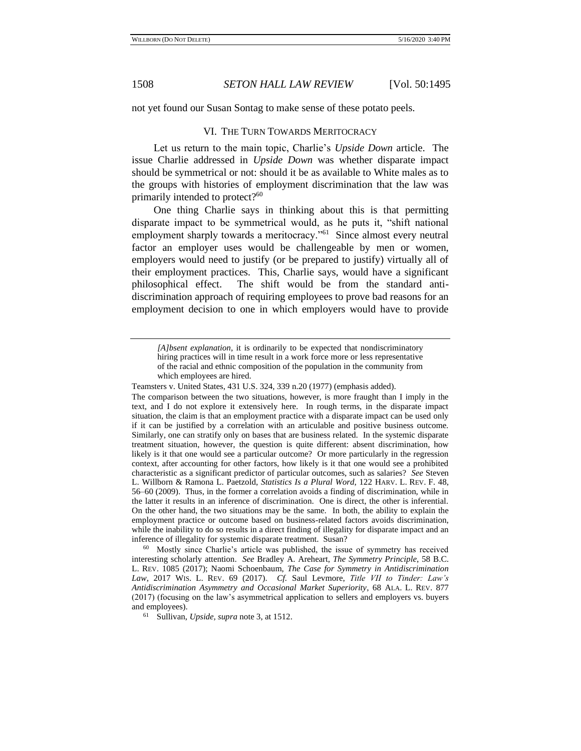not yet found our Susan Sontag to make sense of these potato peels.

## VI. The Turn Towards Meritocracy

Let us return to the main topic, Charlie's *Upside Down* article. The issue Charlie addressed in *Upside Down* was whether disparate impact should be symmetrical or not: should it be as available to White males as to the groups with histories of employment discrimination that the law was primarily intended to protect?[60]

One thing Charlie says in thinking about this is that permitting disparate impact to be symmetrical would, as he puts it, "shift national employment sharply towards a meritocracy."[61] Since almost every neutral factor an employer uses would be challengeable by men or women, employers would need to justify (or be prepared to justify) virtually all of their employment practices. This, Charlie says, would have a significant philosophical effect. The shift would be from the standard anti-discrimination approach of requiring employees to prove bad reasons for an employment decision to one in which employers would have to provide

---

> *[A]bsent explanation*, it is ordinarily to be expected that nondiscriminatory hiring practices will in time result in a work force more or less representative of the racial and ethnic composition of the population in the community from which employees are hired.

Teamsters v. United States, 431 U.S. 324, 339 n.20 (1977) (emphasis added).

The comparison between the two situations, however, is more fraught than I imply in the text, and I do not explore it extensively here. In rough terms, in the disparate impact situation, the claim is that an employment practice with a disparate impact can be used only if it can be justified by a correlation with an articulable and positive business outcome. Similarly, one can stratify only on bases that are business related. In the systemic disparate treatment situation, however, the question is quite different: absent discrimination, how likely is it that one would see a particular outcome? Or more particularly in the regression context, after accounting for other factors, how likely is it that one would see a prohibited characteristic as a significant predictor of particular outcomes, such as salaries? *See* Steven L. Willborn & Ramona L. Paetzold, *Statistics Is a Plural Word*, 122 HARV. L. REV. F. 48, 56–60 (2009). Thus, in the former a correlation avoids a finding of discrimination, while in the latter it results in an inference of discrimination. One is direct, the other is inferential. On the other hand, the two situations may be the same. In both, the ability to explain the employment practice or outcome based on business-related factors avoids discrimination, while the inability to do so results in a direct finding of illegality for disparate impact and an inference of illegality for systemic disparate treatment. Susan?

[60] Mostly since Charlie's article was published, the issue of symmetry has received interesting scholarly attention. *See* Bradley A. Areheart, *The Symmetry Principle*, 58 B.C. L. REV. 1085 (2017); Naomi Schoenbaum, *The Case for Symmetry in Antidiscrimination Law*, 2017 WIS. L. REV. 69 (2017). *Cf.* Saul Levmore, *Title VII to Tinder: Law's Antidiscrimination Asymmetry and Occasional Market Superiority*, 68 ALA. L. REV. 877 (2017) (focusing on the law's asymmetrical application to sellers and employers vs. buyers and employees).

[61] Sullivan, *Upside*, *supra* note 3, at 1512.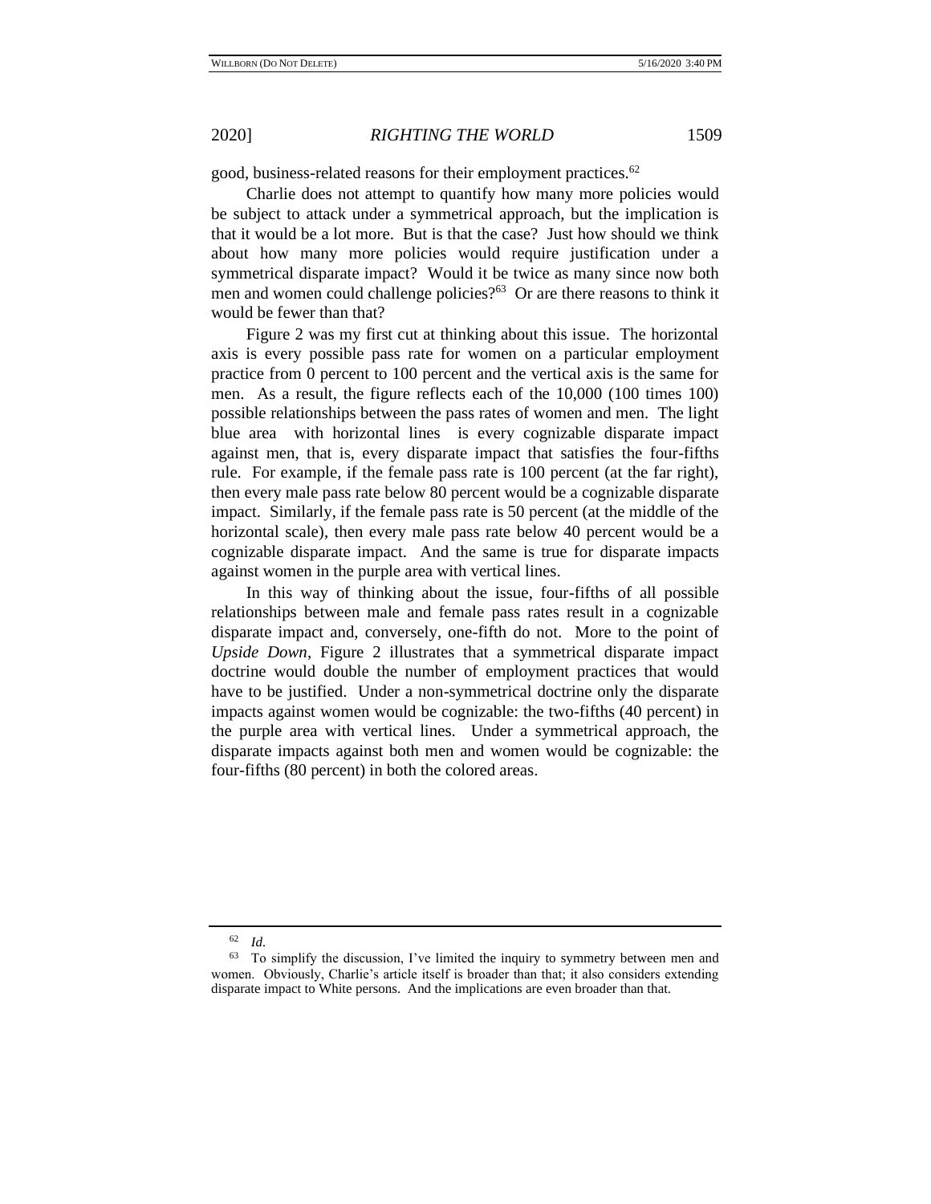good, business-related reasons for their employment practices.[62]

Charlie does not attempt to quantify how many more policies would be subject to attack under a symmetrical approach, but the implication is that it would be a lot more. But is that the case? Just how should we think about how many more policies would require justification under a symmetrical disparate impact? Would it be twice as many since now both men and women could challenge policies?[63] Or are there reasons to think it would be fewer than that?

Figure 2 was my first cut at thinking about this issue. The horizontal axis is every possible pass rate for women on a particular employment practice from 0 percent to 100 percent and the vertical axis is the same for men. As a result, the figure reflects each of the 10,000 (100 times 100) possible relationships between the pass rates of women and men. The light blue area with horizontal lines is every cognizable disparate impact against men, that is, every disparate impact that satisfies the four-fifths rule. For example, if the female pass rate is 100 percent (at the far right), then every male pass rate below 80 percent would be a cognizable disparate impact. Similarly, if the female pass rate is 50 percent (at the middle of the horizontal scale), then every male pass rate below 40 percent would be a cognizable disparate impact. And the same is true for disparate impacts against women in the purple area with vertical lines.

In this way of thinking about the issue, four-fifths of all possible relationships between male and female pass rates result in a cognizable disparate impact and, conversely, one-fifth do not. More to the point of *Upside Down*, Figure 2 illustrates that a symmetrical disparate impact doctrine would double the number of employment practices that would have to be justified. Under a non-symmetrical doctrine only the disparate impacts against women would be cognizable: the two-fifths (40 percent) in the purple area with vertical lines. Under a symmetrical approach, the disparate impacts against both men and women would be cognizable: the four-fifths (80 percent) in both the colored areas.

---

[62] *Id.*

[63] To simplify the discussion, I've limited the inquiry to symmetry between men and women. Obviously, Charlie's article itself is broader than that; it also considers extending disparate impact to White persons. And the implications are even broader than that.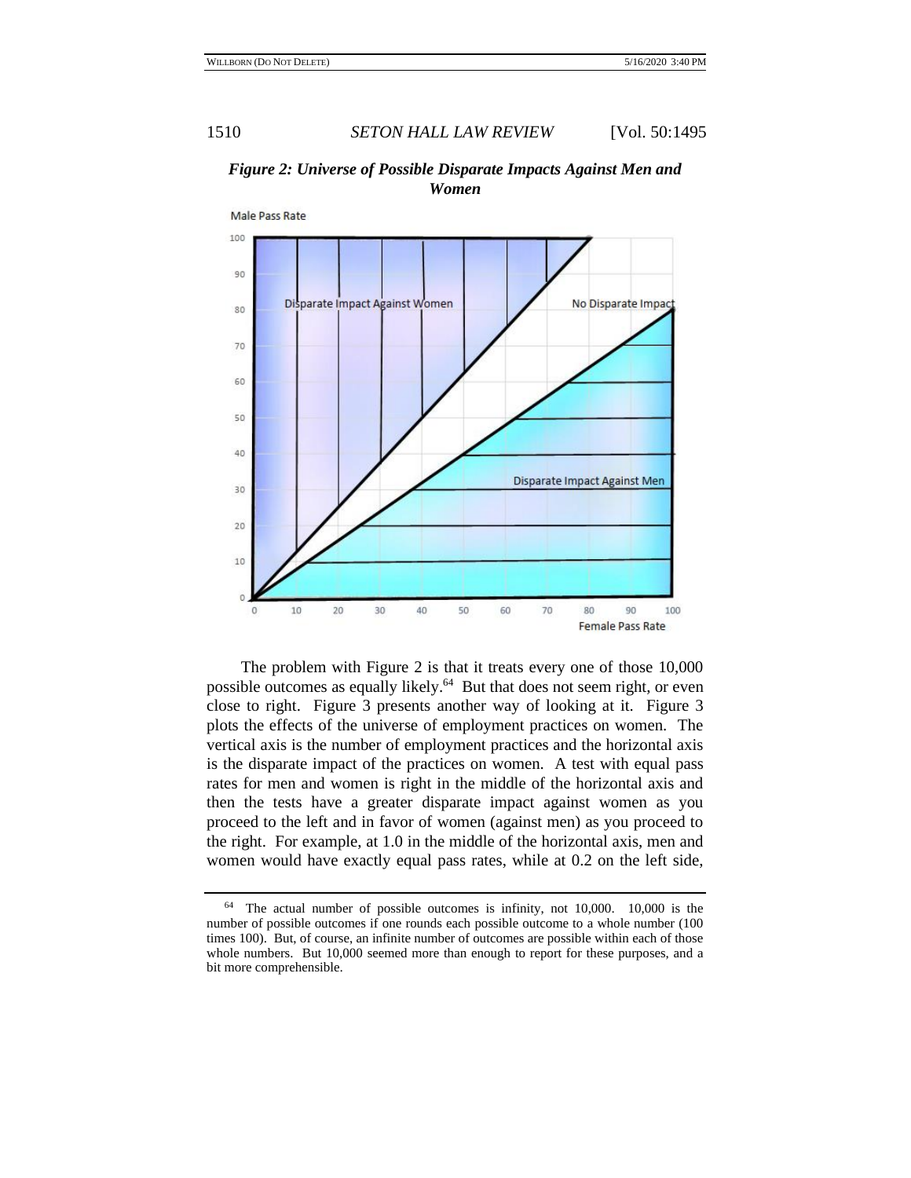***Figure 2: Universe of Possible Disparate Impacts Against Men and Women***

The problem with Figure 2 is that it treats every one of those 10,000 possible outcomes as equally likely.[64] But that does not seem right, or even close to right. Figure 3 presents another way of looking at it. Figure 3 plots the effects of the universe of employment practices on women. The vertical axis is the number of employment practices and the horizontal axis is the disparate impact of the practices on women. A test with equal pass rates for men and women is right in the middle of the horizontal axis and then the tests have a greater disparate impact against women as you proceed to the left and in favor of women (against men) as you proceed to the right. For example, at 1.0 in the middle of the horizontal axis, men and women would have exactly equal pass rates, while at 0.2 on the left side,

---

[64] The actual number of possible outcomes is infinity, not 10,000. 10,000 is the number of possible outcomes if one rounds each possible outcome to a whole number (100 times 100). But, of course, an infinite number of outcomes are possible within each of those whole numbers. But 10,000 seemed more than enough to report for these purposes, and a bit more comprehensible.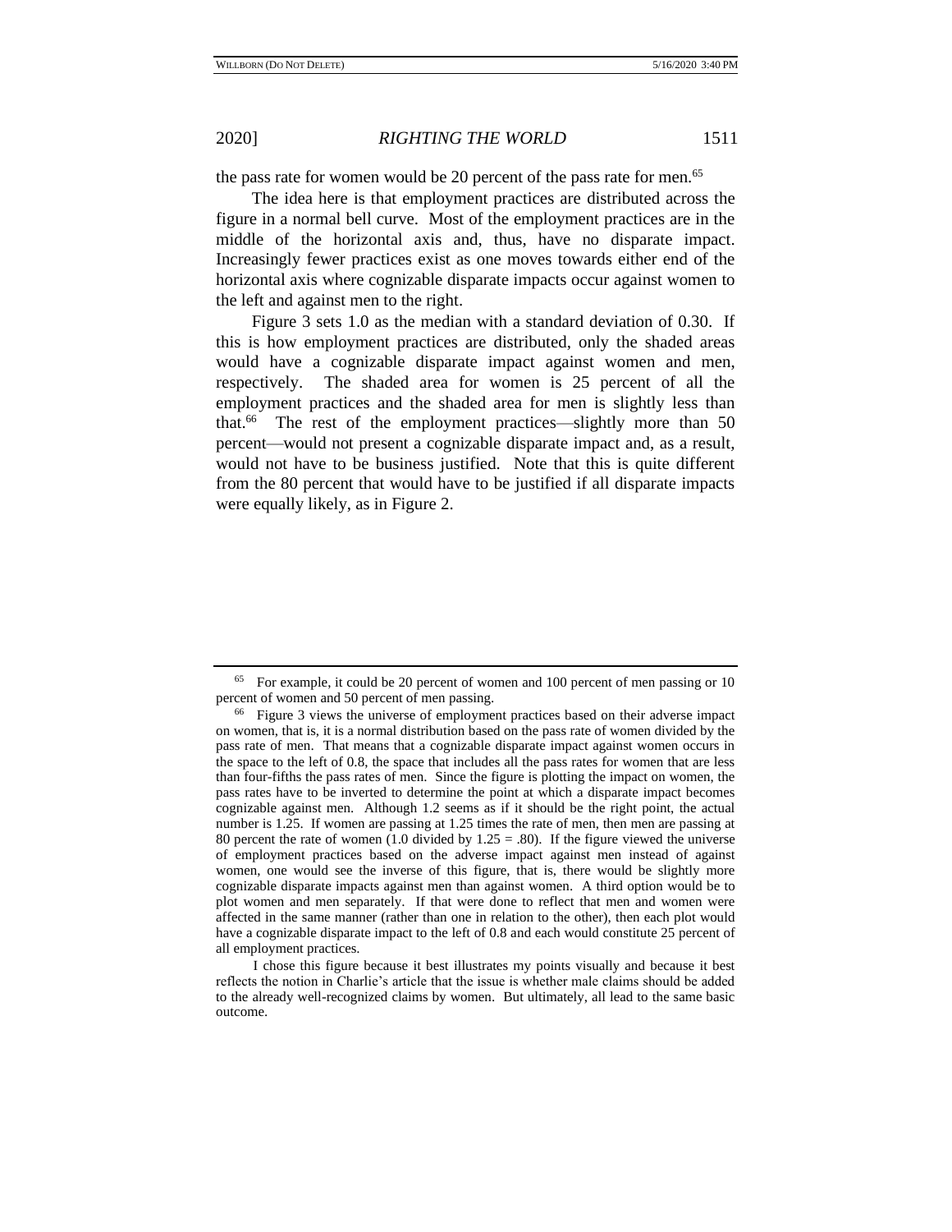the pass rate for women would be 20 percent of the pass rate for men.[65]

The idea here is that employment practices are distributed across the figure in a normal bell curve. Most of the employment practices are in the middle of the horizontal axis and, thus, have no disparate impact. Increasingly fewer practices exist as one moves towards either end of the horizontal axis where cognizable disparate impacts occur against women to the left and against men to the right.

Figure 3 sets 1.0 as the median with a standard deviation of 0.30. If this is how employment practices are distributed, only the shaded areas would have a cognizable disparate impact against women and men, respectively. The shaded area for women is 25 percent of all the employment practices and the shaded area for men is slightly less than that.[66] The rest of the employment practices—slightly more than 50 percent—would not present a cognizable disparate impact and, as a result, would not have to be business justified. Note that this is quite different from the 80 percent that would have to be justified if all disparate impacts were equally likely, as in Figure 2.

---

[65] For example, it could be 20 percent of women and 100 percent of men passing or 10 percent of women and 50 percent of men passing.

[66] Figure 3 views the universe of employment practices based on their adverse impact on women, that is, it is a normal distribution based on the pass rate of women divided by the pass rate of men. That means that a cognizable disparate impact against women occurs in the space to the left of 0.8, the space that includes all the pass rates for women that are less than four-fifths the pass rates of men. Since the figure is plotting the impact on women, the pass rates have to be inverted to determine the point at which a disparate impact becomes cognizable against men. Although 1.2 seems as if it should be the right point, the actual number is 1.25. If women are passing at 1.25 times the rate of men, then men are passing at 80 percent the rate of women (1.0 divided by 1.25 = .80). If the figure viewed the universe of employment practices based on the adverse impact against men instead of against women, one would see the inverse of this figure, that is, there would be slightly more cognizable disparate impacts against men than against women. A third option would be to plot women and men separately. If that were done to reflect that men and women were affected in the same manner (rather than one in relation to the other), then each plot would have a cognizable disparate impact to the left of 0.8 and each would constitute 25 percent of all employment practices.

I chose this figure because it best illustrates my points visually and because it best reflects the notion in Charlie's article that the issue is whether male claims should be added to the already well-recognized claims by women. But ultimately, all lead to the same basic outcome.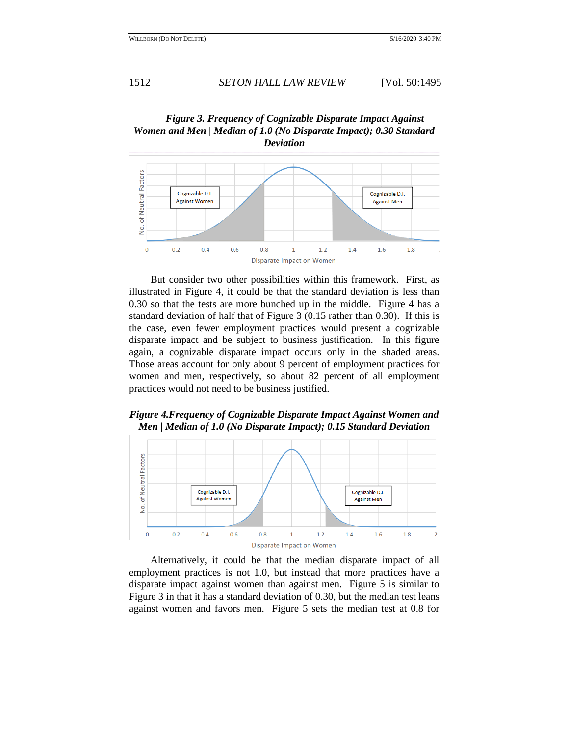*Figure 3. Frequency of Cognizable Disparate Impact Against Women and Men | Median of 1.0 (No Disparate Impact); 0.30 Standard Deviation*

But consider two other possibilities within this framework. First, as illustrated in Figure 4, it could be that the standard deviation is less than 0.30 so that the tests are more bunched up in the middle. Figure 4 has a standard deviation of half that of Figure 3 (0.15 rather than 0.30). If this is the case, even fewer employment practices would present a cognizable disparate impact and be subject to business justification. In this figure again, a cognizable disparate impact occurs only in the shaded areas. Those areas account for only about 9 percent of employment practices for women and men, respectively, so about 82 percent of all employment practices would not need to be business justified.

*Figure 4.Frequency of Cognizable Disparate Impact Against Women and Men | Median of 1.0 (No Disparate Impact); 0.15 Standard Deviation*

Alternatively, it could be that the median disparate impact of all employment practices is not 1.0, but instead that more practices have a disparate impact against women than against men. Figure 5 is similar to Figure 3 in that it has a standard deviation of 0.30, but the median test leans against women and favors men. Figure 5 sets the median test at 0.8 for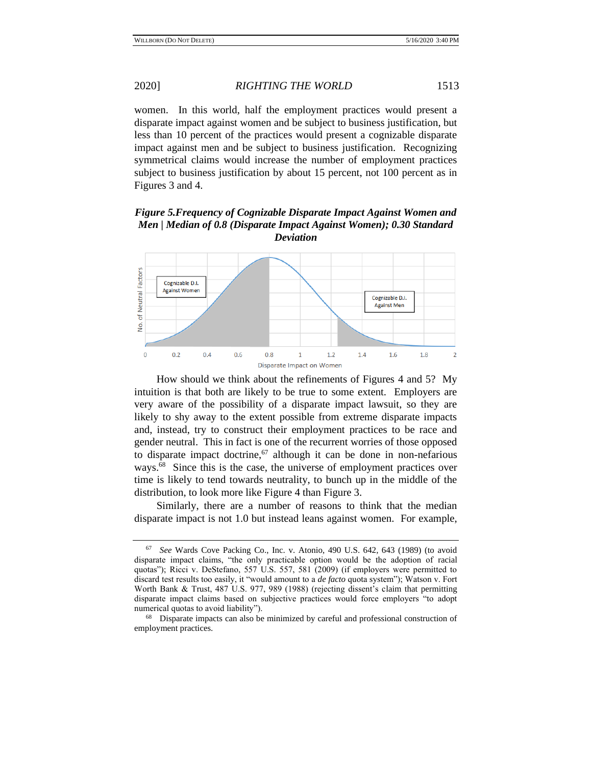women. In this world, half the employment practices would present a disparate impact against women and be subject to business justification, but less than 10 percent of the practices would present a cognizable disparate impact against men and be subject to business justification. Recognizing symmetrical claims would increase the number of employment practices subject to business justification by about 15 percent, not 100 percent as in Figures 3 and 4.

***Figure 5.Frequency of Cognizable Disparate Impact Against Women and Men | Median of 0.8 (Disparate Impact Against Women); 0.30 Standard Deviation***

How should we think about the refinements of Figures 4 and 5? My intuition is that both are likely to be true to some extent. Employers are very aware of the possibility of a disparate impact lawsuit, so they are likely to shy away to the extent possible from extreme disparate impacts and, instead, try to construct their employment practices to be race and gender neutral. This in fact is one of the recurrent worries of those opposed to disparate impact doctrine,[67] although it can be done in non-nefarious ways.[68] Since this is the case, the universe of employment practices over time is likely to tend towards neutrality, to bunch up in the middle of the distribution, to look more like Figure 4 than Figure 3.

Similarly, there are a number of reasons to think that the median disparate impact is not 1.0 but instead leans against women. For example,

---

[67] *See* Wards Cove Packing Co., Inc. v. Atonio, 490 U.S. 642, 643 (1989) (to avoid disparate impact claims, "the only practicable option would be the adoption of racial quotas"); Ricci v. DeStefano, 557 U.S. 557, 581 (2009) (if employers were permitted to discard test results too easily, it "would amount to a *de facto* quota system"); Watson v. Fort Worth Bank & Trust, 487 U.S. 977, 989 (1988) (rejecting dissent's claim that permitting disparate impact claims based on subjective practices would force employers "to adopt numerical quotas to avoid liability").

[68] Disparate impacts can also be minimized by careful and professional construction of employment practices.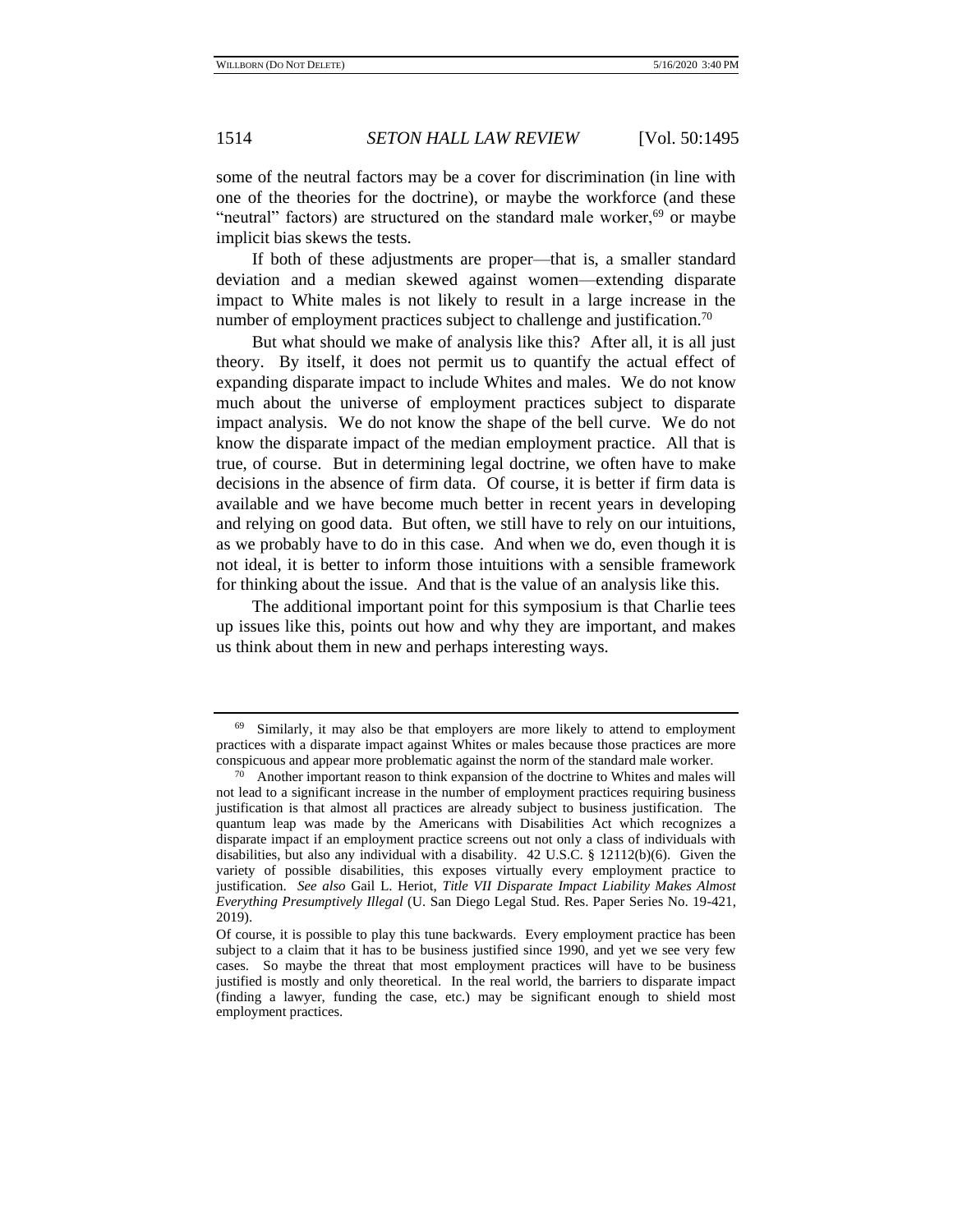some of the neutral factors may be a cover for discrimination (in line with one of the theories for the doctrine), or maybe the workforce (and these "neutral" factors) are structured on the standard male worker,[69] or maybe implicit bias skews the tests.

If both of these adjustments are proper—that is, a smaller standard deviation and a median skewed against women—extending disparate impact to White males is not likely to result in a large increase in the number of employment practices subject to challenge and justification.[70]

But what should we make of analysis like this? After all, it is all just theory. By itself, it does not permit us to quantify the actual effect of expanding disparate impact to include Whites and males. We do not know much about the universe of employment practices subject to disparate impact analysis. We do not know the shape of the bell curve. We do not know the disparate impact of the median employment practice. All that is true, of course. But in determining legal doctrine, we often have to make decisions in the absence of firm data. Of course, it is better if firm data is available and we have become much better in recent years in developing and relying on good data. But often, we still have to rely on our intuitions, as we probably have to do in this case. And when we do, even though it is not ideal, it is better to inform those intuitions with a sensible framework for thinking about the issue. And that is the value of an analysis like this.

The additional important point for this symposium is that Charlie tees up issues like this, points out how and why they are important, and makes us think about them in new and perhaps interesting ways.

---

[69] Similarly, it may also be that employers are more likely to attend to employment practices with a disparate impact against Whites or males because those practices are more conspicuous and appear more problematic against the norm of the standard male worker.

[70] Another important reason to think expansion of the doctrine to Whites and males will not lead to a significant increase in the number of employment practices requiring business justification is that almost all practices are already subject to business justification. The quantum leap was made by the Americans with Disabilities Act which recognizes a disparate impact if an employment practice screens out not only a class of individuals with disabilities, but also any individual with a disability. 42 U.S.C. § 12112(b)(6). Given the variety of possible disabilities, this exposes virtually every employment practice to justification. *See also* Gail L. Heriot, *Title VII Disparate Impact Liability Makes Almost Everything Presumptively Illegal* (U. San Diego Legal Stud. Res. Paper Series No. 19-421, 2019).

Of course, it is possible to play this tune backwards. Every employment practice has been subject to a claim that it has to be business justified since 1990, and yet we see very few cases. So maybe the threat that most employment practices will have to be business justified is mostly and only theoretical. In the real world, the barriers to disparate impact (finding a lawyer, funding the case, etc.) may be significant enough to shield most employment practices.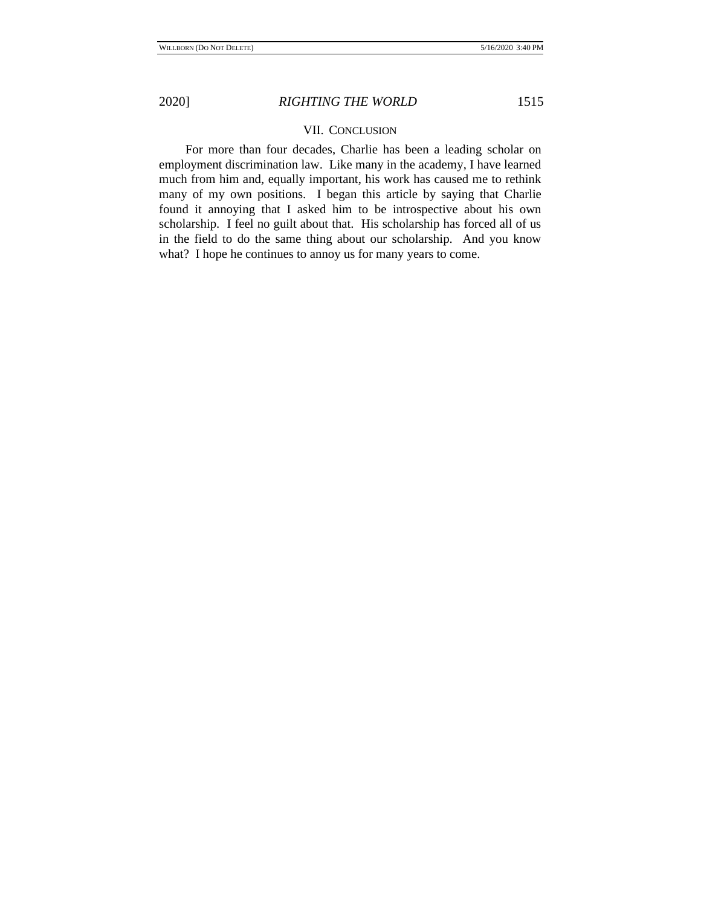## VII. Conclusion

For more than four decades, Charlie has been a leading scholar on employment discrimination law. Like many in the academy, I have learned much from him and, equally important, his work has caused me to rethink many of my own positions. I began this article by saying that Charlie found it annoying that I asked him to be introspective about his own scholarship. I feel no guilt about that. His scholarship has forced all of us in the field to do the same thing about our scholarship. And you know what? I hope he continues to annoy us for many years to come.